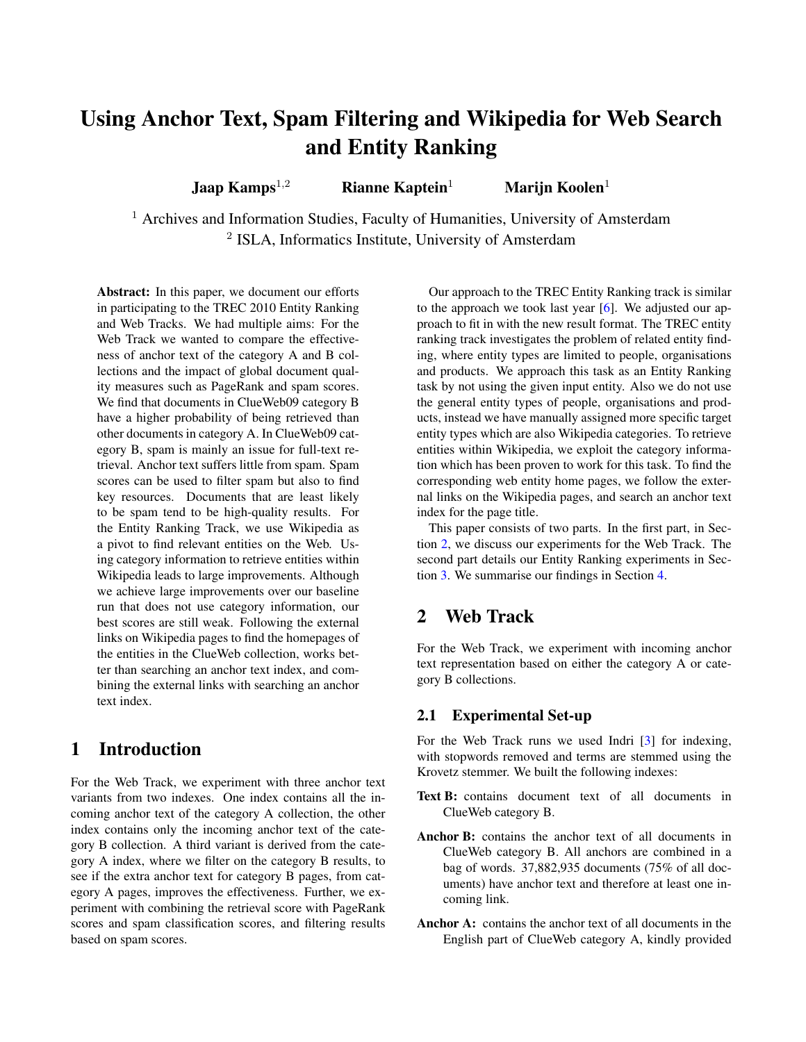# Using Anchor Text, Spam Filtering and Wikipedia for Web Search and Entity Ranking

**Jaap Kamps**[1,2] **Rianne Kaptein**[1] **Marijn Koolen**[1]

[1] Archives and Information Studies, Faculty of Humanities, University of Amsterdam
[2] ISLA, Informatics Institute, University of Amsterdam

**Abstract:** In this paper, we document our efforts in participating to the TREC 2010 Entity Ranking and Web Tracks. We had multiple aims: For the Web Track we wanted to compare the effectiveness of anchor text of the category A and B collections and the impact of global document quality measures such as PageRank and spam scores. We find that documents in ClueWeb09 category B have a higher probability of being retrieved than other documents in category A. In ClueWeb09 category B, spam is mainly an issue for full-text retrieval. Anchor text suffers little from spam. Spam scores can be used to filter spam but also to find key resources. Documents that are least likely to be spam tend to be high-quality results. For the Entity Ranking Track, we use Wikipedia as a pivot to find relevant entities on the Web. Using category information to retrieve entities within Wikipedia leads to large improvements. Although we achieve large improvements over our baseline run that does not use category information, our best scores are still weak. Following the external links on Wikipedia pages to find the homepages of the entities in the ClueWeb collection, works better than searching an anchor text index, and combining the external links with searching an anchor text index.

## 1 Introduction

For the Web Track, we experiment with three anchor text variants from two indexes. One index contains all the incoming anchor text of the category A collection, the other index contains only the incoming anchor text of the category B collection. A third variant is derived from the category A index, where we filter on the category B results, to see if the extra anchor text for category B pages, from category A pages, improves the effectiveness. Further, we experiment with combining the retrieval score with PageRank scores and spam classification scores, and filtering results based on spam scores.

Our approach to the TREC Entity Ranking track is similar to the approach we took last year [6]. We adjusted our approach to fit in with the new result format. The TREC entity ranking track investigates the problem of related entity finding, where entity types are limited to people, organisations and products. We approach this task as an Entity Ranking task by not using the given input entity. Also we do not use the general entity types of people, organisations and products, instead we have manually assigned more specific target entity types which are also Wikipedia categories. To retrieve entities within Wikipedia, we exploit the category information which has been proven to work for this task. To find the corresponding web entity home pages, we follow the external links on the Wikipedia pages, and search an anchor text index for the page title.

This paper consists of two parts. In the first part, in Section 2, we discuss our experiments for the Web Track. The second part details our Entity Ranking experiments in Section 3. We summarise our findings in Section 4.

## 2 Web Track

For the Web Track, we experiment with incoming anchor text representation based on either the category A or category B collections.

### 2.1 Experimental Set-up

For the Web Track runs we used Indri [3] for indexing, with stopwords removed and terms are stemmed using the Krovetz stemmer. We built the following indexes:

**Text B:** contains document text of all documents in ClueWeb category B.

**Anchor B:** contains the anchor text of all documents in ClueWeb category B. All anchors are combined in a bag of words. 37,882,935 documents (75% of all documents) have anchor text and therefore at least one incoming link.

**Anchor A:** contains the anchor text of all documents in the English part of ClueWeb category A, kindly provided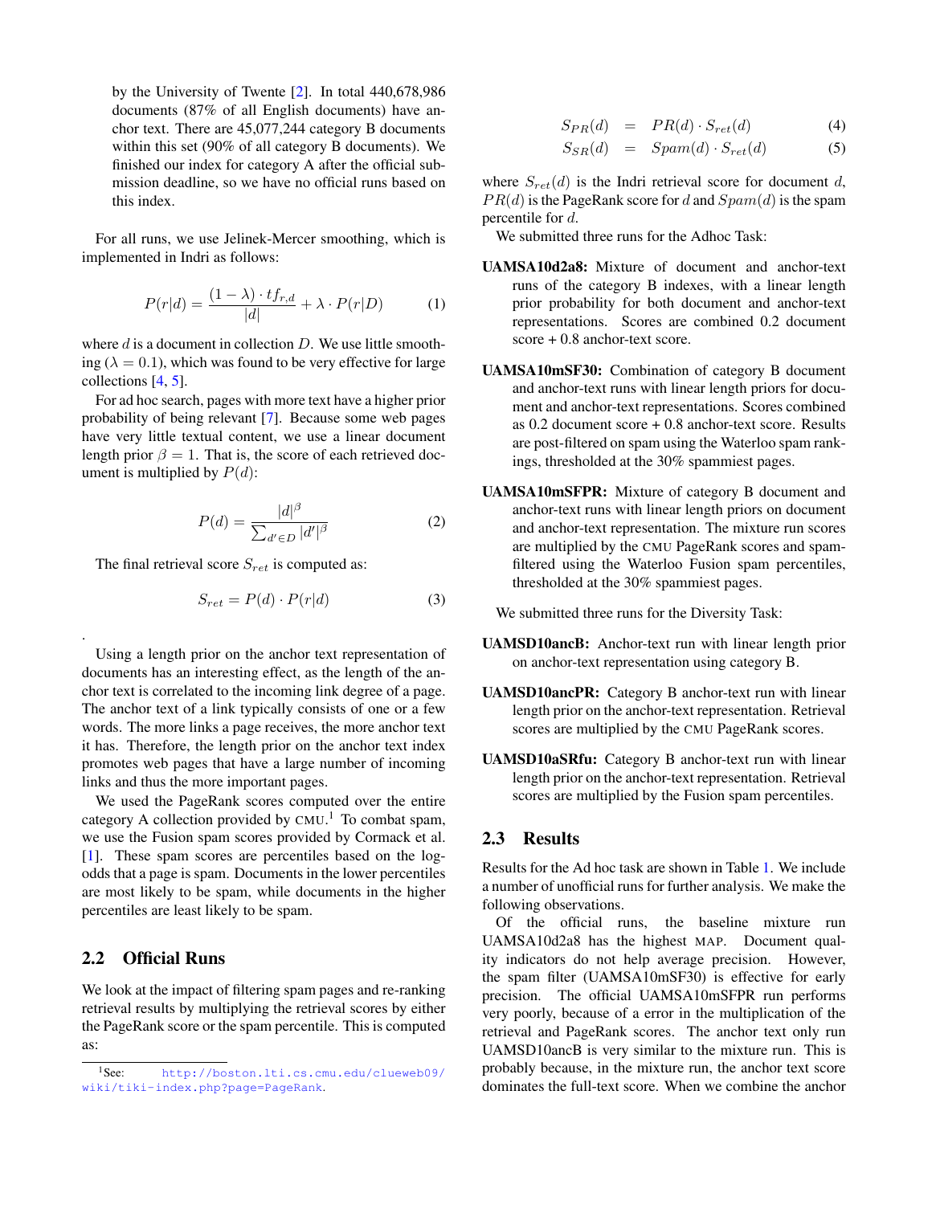by the University of Twente [2]. In total 440,678,986 documents (87% of all English documents) have anchor text. There are 45,077,244 category B documents within this set (90% of all category B documents). We finished our index for category A after the official submission deadline, so we have no official runs based on this index.

For all runs, we use Jelinek-Mercer smoothing, which is implemented in Indri as follows:

$$P(r|d) = \frac{(1-\lambda) \cdot tf_{r,d}}{|d|} + \lambda \cdot P(r|D) \tag{1}$$

where $d$ is a document in collection $D$. We use little smoothing ($\lambda = 0.1$), which was found to be very effective for large collections [4, 5].

For ad hoc search, pages with more text have a higher prior probability of being relevant [7]. Because some web pages have very little textual content, we use a linear document length prior $\beta = 1$. That is, the score of each retrieved document is multiplied by $P(d)$:

$$P(d) = \frac{|d|^\beta}{\sum_{d' \in D} |d'|^\beta} \tag{2}$$

The final retrieval score $S_{ret}$ is computed as:

$$S_{ret} = P(d) \cdot P(r|d) \tag{3}$$

.

Using a length prior on the anchor text representation of documents has an interesting effect, as the length of the anchor text is correlated to the incoming link degree of a page. The anchor text of a link typically consists of one or a few words. The more links a page receives, the more anchor text it has. Therefore, the length prior on the anchor text index promotes web pages that have a large number of incoming links and thus the more important pages.

We used the PageRank scores computed over the entire category A collection provided by CMU.[1] To combat spam, we use the Fusion spam scores provided by Cormack et al. [1]. These spam scores are percentiles based on the log-odds that a page is spam. Documents in the lower percentiles are most likely to be spam, while documents in the higher percentiles are least likely to be spam.

[1] See: http://boston.lti.cs.cmu.edu/clueweb09/wiki/tiki-index.php?page=PageRank.

## 2.2 Official Runs

We look at the impact of filtering spam pages and re-ranking retrieval results by multiplying the retrieval scores by either the PageRank score or the spam percentile. This is computed as:

$$S_{PR}(d) = PR(d) \cdot S_{ret}(d) \tag{4}$$

$$S_{SR}(d) = Spam(d) \cdot S_{ret}(d) \tag{5}$$

where $S_{ret}(d)$ is the Indri retrieval score for document $d$, $PR(d)$ is the PageRank score for $d$ and $Spam(d)$ is the spam percentile for $d$.

We submitted three runs for the Adhoc Task:

**UAMSA10d2a8:** Mixture of document and anchor-text runs of the category B indexes, with a linear length prior probability for both document and anchor-text representations. Scores are combined 0.2 document score + 0.8 anchor-text score.

**UAMSA10mSF30:** Combination of category B document and anchor-text runs with linear length priors for document and anchor-text representations. Scores combined as 0.2 document score + 0.8 anchor-text score. Results are post-filtered on spam using the Waterloo spam rankings, thresholded at the 30% spammiest pages.

**UAMSA10mSFPR:** Mixture of category B document and anchor-text runs with linear length priors on document and anchor-text representation. The mixture run scores are multiplied by the CMU PageRank scores and spam-filtered using the Waterloo Fusion spam percentiles, thresholded at the 30% spammiest pages.

We submitted three runs for the Diversity Task:

**UAMSD10ancB:** Anchor-text run with linear length prior on anchor-text representation using category B.

**UAMSD10ancPR:** Category B anchor-text run with linear length prior on the anchor-text representation. Retrieval scores are multiplied by the CMU PageRank scores.

**UAMSD10aSRfu:** Category B anchor-text run with linear length prior on the anchor-text representation. Retrieval scores are multiplied by the Fusion spam percentiles.

## 2.3 Results

Results for the Ad hoc task are shown in Table 1. We include a number of unofficial runs for further analysis. We make the following observations.

Of the official runs, the baseline mixture run UAMSA10d2a8 has the highest MAP. Document quality indicators do not help average precision. However, the spam filter (UAMSA10mSF30) is effective for early precision. The official UAMSA10mSFPR run performs very poorly, because of a error in the multiplication of the retrieval and PageRank scores. The anchor text only run UAMSD10ancB is very similar to the mixture run. This is probably because, in the mixture run, the anchor text score dominates the full-text score. When we combine the anchor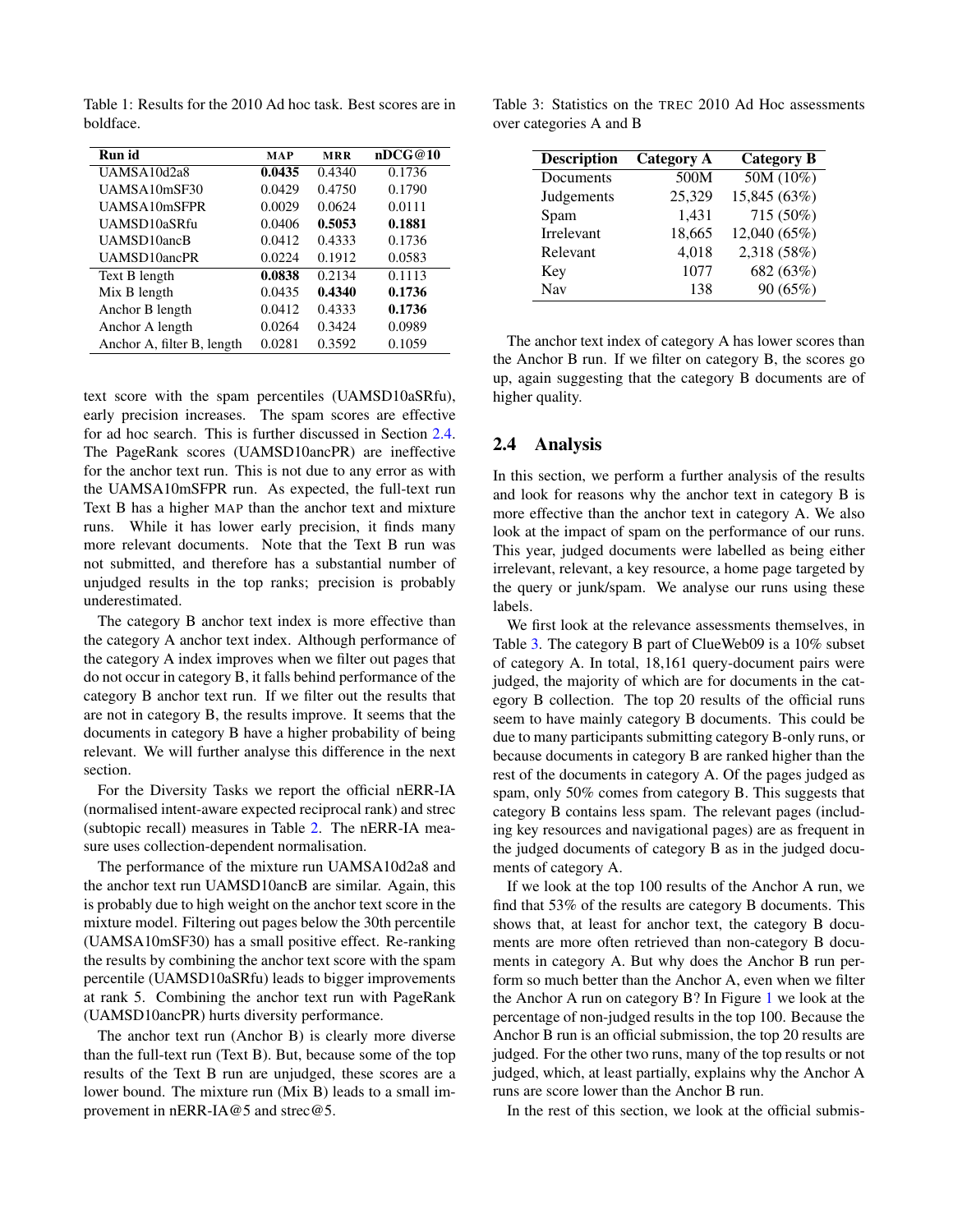Table 1: Results for the 2010 Ad hoc task. Best scores are in boldface.

| Run id | MAP | MRR | nDCG@10 |
|---|---|---|---|
| UAMSA10d2a8 | **0.0435** | 0.4340 | 0.1736 |
| UAMSA10mSF30 | 0.0429 | 0.4750 | 0.1790 |
| UAMSA10mSFPR | 0.0029 | 0.0624 | 0.0111 |
| UAMSD10aSRfu | 0.0406 | **0.5053** | **0.1881** |
| UAMSD10ancB | 0.0412 | 0.4333 | 0.1736 |
| UAMSD10ancPR | 0.0224 | 0.1912 | 0.0583 |
| Text B length | **0.0838** | 0.2134 | 0.1113 |
| Mix B length | 0.0435 | **0.4340** | **0.1736** |
| Anchor B length | 0.0412 | 0.4333 | **0.1736** |
| Anchor A length | 0.0264 | 0.3424 | 0.0989 |
| Anchor A, filter B, length | 0.0281 | 0.3592 | 0.1059 |

text score with the spam percentiles (UAMSD10aSRfu), early precision increases. The spam scores are effective for ad hoc search. This is further discussed in Section 2.4. The PageRank scores (UAMSD10ancPR) are ineffective for the anchor text run. This is not due to any error as with the UAMSA10mSFPR run. As expected, the full-text run Text B has a higher MAP than the anchor text and mixture runs. While it has lower early precision, it finds many more relevant documents. Note that the Text B run was not submitted, and therefore has a substantial number of unjudged results in the top ranks; precision is probably underestimated.

The category B anchor text index is more effective than the category A anchor text index. Although performance of the category A index improves when we filter out pages that do not occur in category B, it falls behind performance of the category B anchor text run. If we filter out the results that are not in category B, the results improve. It seems that the documents in category B have a higher probability of being relevant. We will further analyse this difference in the next section.

For the Diversity Tasks we report the official nERR-IA (normalised intent-aware expected reciprocal rank) and strec (subtopic recall) measures in Table 2. The nERR-IA measure uses collection-dependent normalisation.

The performance of the mixture run UAMSA10d2a8 and the anchor text run UAMSD10ancB are similar. Again, this is probably due to high weight on the anchor text score in the mixture model. Filtering out pages below the 30th percentile (UAMSA10mSF30) has a small positive effect. Re-ranking the results by combining the anchor text score with the spam percentile (UAMSD10aSRfu) leads to bigger improvements at rank 5. Combining the anchor text run with PageRank (UAMSD10ancPR) hurts diversity performance.

The anchor text run (Anchor B) is clearly more diverse than the full-text run (Text B). But, because some of the top results of the Text B run are unjudged, these scores are a lower bound. The mixture run (Mix B) leads to a small improvement in nERR-IA@5 and strec@5.

Table 3: Statistics on the TREC 2010 Ad Hoc assessments over categories A and B

| Description | Category A | Category B |
|---|---|---|
| Documents | 500M | 50M (10%) |
| Judgements | 25,329 | 15,845 (63%) |
| Spam | 1,431 | 715 (50%) |
| Irrelevant | 18,665 | 12,040 (65%) |
| Relevant | 4,018 | 2,318 (58%) |
| Key | 1077 | 682 (63%) |
| Nav | 138 | 90 (65%) |

The anchor text index of category A has lower scores than the Anchor B run. If we filter on category B, the scores go up, again suggesting that the category B documents are of higher quality.

## 2.4 Analysis

In this section, we perform a further analysis of the results and look for reasons why the anchor text in category B is more effective than the anchor text in category A. We also look at the impact of spam on the performance of our runs. This year, judged documents were labelled as being either irrelevant, relevant, a key resource, a home page targeted by the query or junk/spam. We analyse our runs using these labels.

We first look at the relevance assessments themselves, in Table 3. The category B part of ClueWeb09 is a 10% subset of category A. In total, 18,161 query-document pairs were judged, the majority of which are for documents in the category B collection. The top 20 results of the official runs seem to have mainly category B documents. This could be due to many participants submitting category B-only runs, or because documents in category B are ranked higher than the rest of the documents in category A. Of the pages judged as spam, only 50% comes from category B. This suggests that category B contains less spam. The relevant pages (including key resources and navigational pages) are as frequent in the judged documents of category B as in the judged documents of category A.

If we look at the top 100 results of the Anchor A run, we find that 53% of the results are category B documents. This shows that, at least for anchor text, the category B documents are more often retrieved than non-category B documents in category A. But why does the Anchor B run perform so much better than the Anchor A, even when we filter the Anchor A run on category B? In Figure 1 we look at the percentage of non-judged results in the top 100. Because the Anchor B run is an official submission, the top 20 results are judged. For the other two runs, many of the top results or not judged, which, at least partially, explains why the Anchor A runs are score lower than the Anchor B run.

In the rest of this section, we look at the official submis-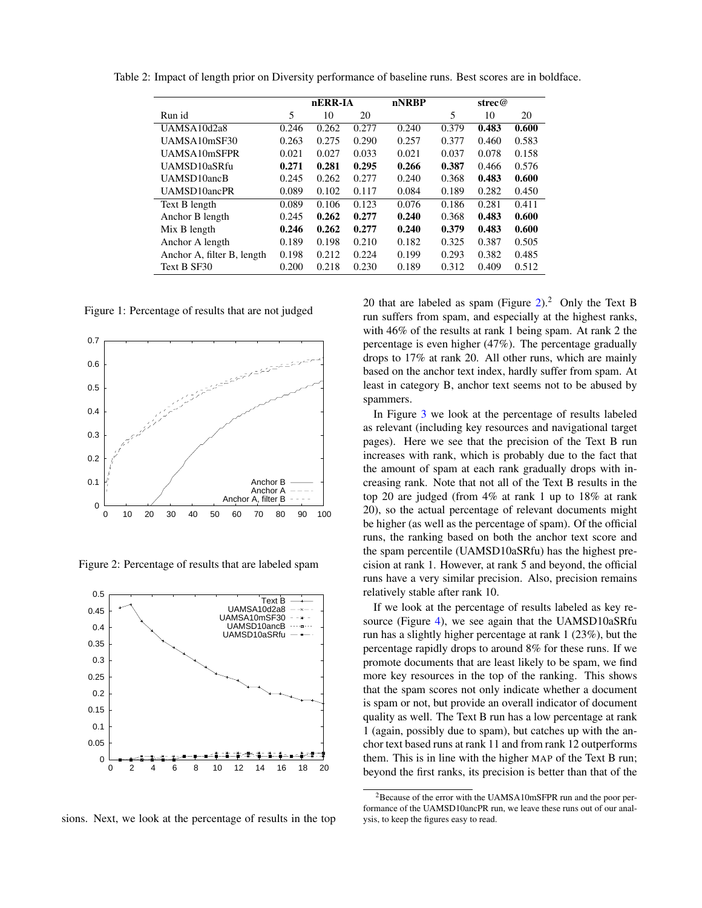Table 2: Impact of length prior on Diversity performance of baseline runs. Best scores are in boldface.

| Run id | nERR-IA | | | nNRBP | strec@ | | |
|---|---|---|---|---|---|---|---|
| | 5 | 10 | 20 | | 5 | 10 | 20 |
| UAMSA10d2a8 | 0.246 | 0.262 | 0.277 | 0.240 | 0.379 | **0.483** | **0.600** |
| UAMSA10mSF30 | 0.263 | 0.275 | 0.290 | 0.257 | 0.377 | 0.460 | 0.583 |
| UAMSA10mSFPR | 0.021 | 0.027 | 0.033 | 0.021 | 0.037 | 0.078 | 0.158 |
| UAMSD10aSRfu | **0.271** | **0.281** | **0.295** | **0.266** | **0.387** | 0.466 | 0.576 |
| UAMSD10ancB | 0.245 | 0.262 | 0.277 | 0.240 | 0.368 | **0.483** | **0.600** |
| UAMSD10ancPR | 0.089 | 0.102 | 0.117 | 0.084 | 0.189 | 0.282 | 0.450 |
| Text B length | 0.089 | 0.106 | 0.123 | 0.076 | 0.186 | 0.281 | 0.411 |
| Anchor B length | 0.245 | **0.262** | **0.277** | **0.240** | 0.368 | **0.483** | **0.600** |
| Mix B length | **0.246** | **0.262** | **0.277** | **0.240** | **0.379** | **0.483** | **0.600** |
| Anchor A length | 0.189 | 0.198 | 0.210 | 0.182 | 0.325 | 0.387 | 0.505 |
| Anchor A, filter B, length | 0.198 | 0.212 | 0.224 | 0.199 | 0.293 | 0.382 | 0.485 |
| Text B SF30 | 0.200 | 0.218 | 0.230 | 0.189 | 0.312 | 0.409 | 0.512 |

Figure 1: Percentage of results that are not judged

Figure 2: Percentage of results that are labeled spam

sions. Next, we look at the percentage of results in the top 20 that are labeled as spam (Figure 2).[2] Only the Text B run suffers from spam, and especially at the highest ranks, with 46% of the results at rank 1 being spam. At rank 2 the percentage is even higher (47%). The percentage gradually drops to 17% at rank 20. All other runs, which are mainly based on the anchor text index, hardly suffer from spam. At least in category B, anchor text seems not to be abused by spammers.

In Figure 3 we look at the percentage of results labeled as relevant (including key resources and navigational target pages). Here we see that the precision of the Text B run increases with rank, which is probably due to the fact that the amount of spam at each rank gradually drops with increasing rank. Note that not all of the Text B results in the top 20 are judged (from 4% at rank 1 up to 18% at rank 20), so the actual percentage of relevant documents might be higher (as well as the percentage of spam). Of the official runs, the ranking based on both the anchor text score and the spam percentile (UAMSD10aSRfu) has the highest precision at rank 1. However, at rank 5 and beyond, the official runs have a very similar precision. Also, precision remains relatively stable after rank 10.

If we look at the percentage of results labeled as key resource (Figure 4), we see again that the UAMSD10aSRfu run has a slightly higher percentage at rank 1 (23%), but the percentage rapidly drops to around 8% for these runs. If we promote documents that are least likely to be spam, we find more key resources in the top of the ranking. This shows that the spam scores not only indicate whether a document is spam or not, but provide an overall indicator of document quality as well. The Text B run has a low percentage at rank 1 (again, possibly due to spam), but catches up with the anchor text based runs at rank 11 and from rank 12 outperforms them. This is in line with the higher MAP of the Text B run; beyond the first ranks, its precision is better than that of the

[2] Because of the error with the UAMSA10mSFPR run and the poor performance of the UAMSD10ancPR run, we leave these runs out of our analysis, to keep the figures easy to read.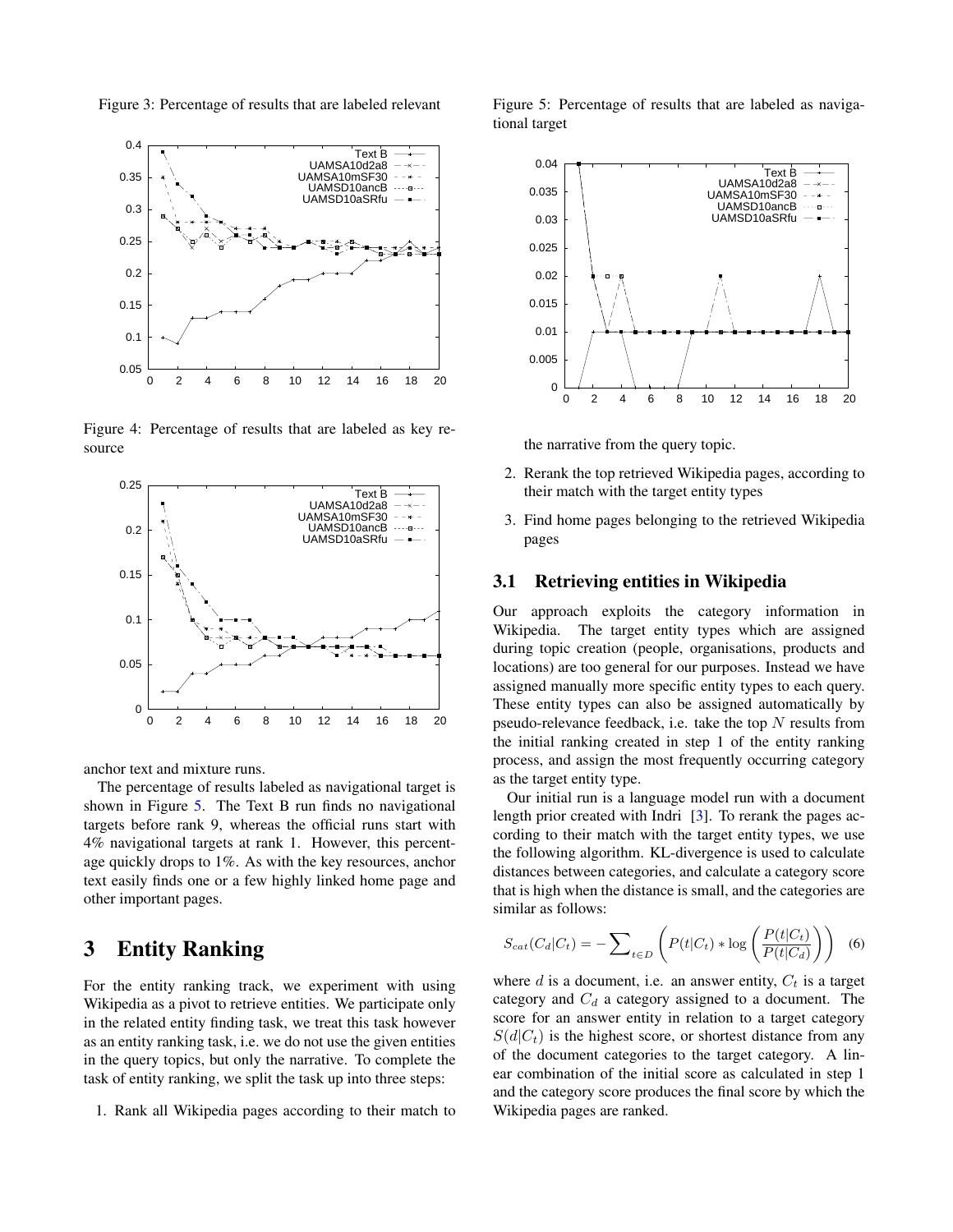Figure 3: Percentage of results that are labeled relevant

Figure 4: Percentage of results that are labeled as key resource

anchor text and mixture runs.

The percentage of results labeled as navigational target is shown in Figure 5. The Text B run finds no navigational targets before rank 9, whereas the official runs start with 4% navigational targets at rank 1. However, this percentage quickly drops to 1%. As with the key resources, anchor text easily finds one or a few highly linked home page and other important pages.

# 3 Entity Ranking

For the entity ranking track, we experiment with using Wikipedia as a pivot to retrieve entities. We participate only in the related entity finding task, we treat this task however as an entity ranking task, i.e. we do not use the given entities in the query topics, but only the narrative. To complete the task of entity ranking, we split the task up into three steps:

1. Rank all Wikipedia pages according to their match to the narrative from the query topic.
2. Rerank the top retrieved Wikipedia pages, according to their match with the target entity types
3. Find home pages belonging to the retrieved Wikipedia pages

Figure 5: Percentage of results that are labeled as navigational target

## 3.1 Retrieving entities in Wikipedia

Our approach exploits the category information in Wikipedia. The target entity types which are assigned during topic creation (people, organisations, products and locations) are too general for our purposes. Instead we have assigned manually more specific entity types to each query. These entity types can also be assigned automatically by pseudo-relevance feedback, i.e. take the top $N$ results from the initial ranking created in step 1 of the entity ranking process, and assign the most frequently occurring category as the target entity type.

Our initial run is a language model run with a document length prior created with Indri [3]. To rerank the pages according to their match with the target entity types, we use the following algorithm. KL-divergence is used to calculate distances between categories, and calculate a category score that is high when the distance is small, and the categories are similar as follows:

$$S_{cat}(C_d|C_t) = -\sum_{t \in D} \left( P(t|C_t) * \log \left( \frac{P(t|C_t)}{P(t|C_d)} \right) \right) \quad (6)$$

where $d$ is a document, i.e. an answer entity, $C_t$ is a target category and $C_d$ a category assigned to a document. The score for an answer entity in relation to a target category $S(d|C_t)$ is the highest score, or shortest distance from any of the document categories to the target category. A linear combination of the initial score as calculated in step 1 and the category score produces the final score by which the Wikipedia pages are ranked.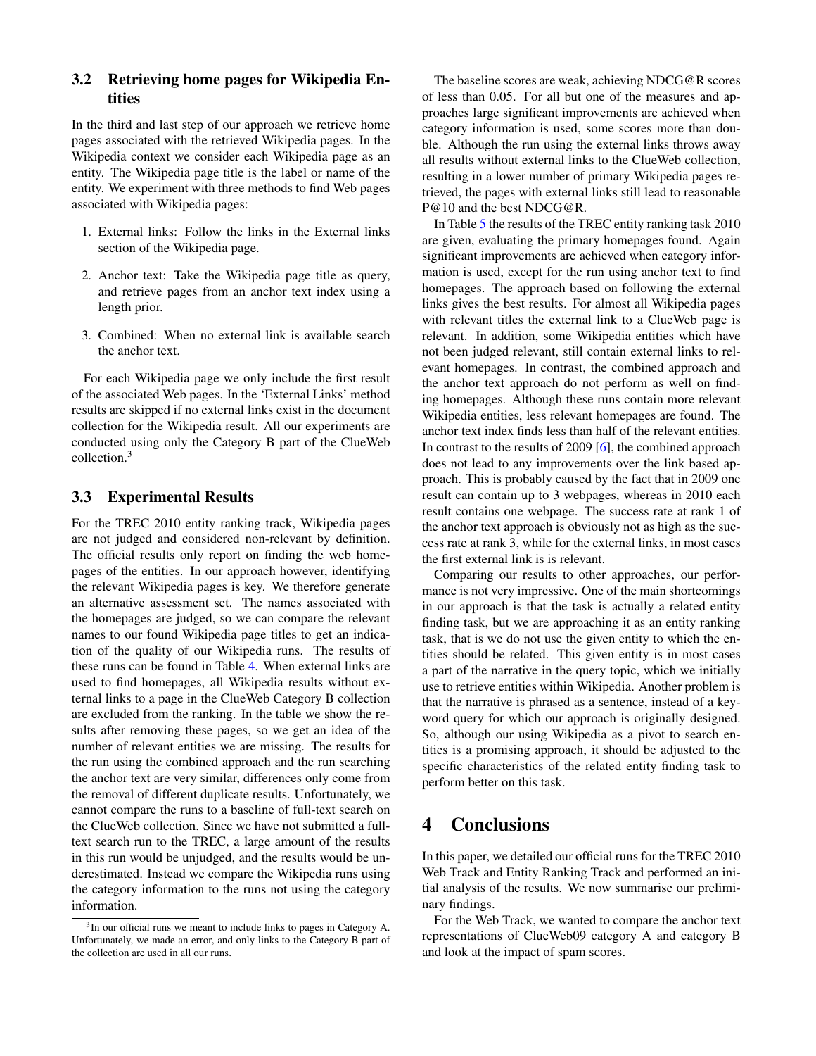### 3.2 Retrieving home pages for Wikipedia Entities

In the third and last step of our approach we retrieve home pages associated with the retrieved Wikipedia pages. In the Wikipedia context we consider each Wikipedia page as an entity. The Wikipedia page title is the label or name of the entity. We experiment with three methods to find Web pages associated with Wikipedia pages:

1. External links: Follow the links in the External links section of the Wikipedia page.
2. Anchor text: Take the Wikipedia page title as query, and retrieve pages from an anchor text index using a length prior.
3. Combined: When no external link is available search the anchor text.

For each Wikipedia page we only include the first result of the associated Web pages. In the 'External Links' method results are skipped if no external links exist in the document collection for the Wikipedia result. All our experiments are conducted using only the Category B part of the ClueWeb collection.[3]

### 3.3 Experimental Results

For the TREC 2010 entity ranking track, Wikipedia pages are not judged and considered non-relevant by definition. The official results only report on finding the web homepages of the entities. In our approach however, identifying the relevant Wikipedia pages is key. We therefore generate an alternative assessment set. The names associated with the homepages are judged, so we can compare the relevant names to our found Wikipedia page titles to get an indication of the quality of our Wikipedia runs. The results of these runs can be found in Table 4. When external links are used to find homepages, all Wikipedia results without external links to a page in the ClueWeb Category B collection are excluded from the ranking. In the table we show the results after removing these pages, so we get an idea of the number of relevant entities we are missing. The results for the run using the combined approach and the run searching the anchor text are very similar, differences only come from the removal of different duplicate results. Unfortunately, we cannot compare the runs to a baseline of full-text search on the ClueWeb collection. Since we have not submitted a full-text search run to the TREC, a large amount of the results in this run would be unjudged, and the results would be underestimated. Instead we compare the Wikipedia runs using the category information to the runs not using the category information.

The baseline scores are weak, achieving NDCG@R scores of less than 0.05. For all but one of the measures and approaches large significant improvements are achieved when category information is used, some scores more than double. Although the run using the external links throws away all results without external links to the ClueWeb collection, resulting in a lower number of primary Wikipedia pages retrieved, the pages with external links still lead to reasonable P@10 and the best NDCG@R.

In Table 5 the results of the TREC entity ranking task 2010 are given, evaluating the primary homepages found. Again significant improvements are achieved when category information is used, except for the run using anchor text to find homepages. The approach based on following the external links gives the best results. For almost all Wikipedia pages with relevant titles the external link to a ClueWeb page is relevant. In addition, some Wikipedia entities which have not been judged relevant, still contain external links to relevant homepages. In contrast, the combined approach and the anchor text approach do not perform as well on finding homepages. Although these runs contain more relevant Wikipedia entities, less relevant homepages are found. The anchor text index finds less than half of the relevant entities. In contrast to the results of 2009 [6], the combined approach does not lead to any improvements over the link based approach. This is probably caused by the fact that in 2009 one result can contain up to 3 webpages, whereas in 2010 each result contains one webpage. The success rate at rank 1 of the anchor text approach is obviously not as high as the success rate at rank 3, while for the external links, in most cases the first external link is is relevant.

Comparing our results to other approaches, our performance is not very impressive. One of the main shortcomings in our approach is that the task is actually a related entity finding task, but we are approaching it as an entity ranking task, that is we do not use the given entity to which the entities should be related. This given entity is in most cases a part of the narrative in the query topic, which we initially use to retrieve entities within Wikipedia. Another problem is that the narrative is phrased as a sentence, instead of a keyword query for which our approach is originally designed. So, although our using Wikipedia as a pivot to search entities is a promising approach, it should be adjusted to the specific characteristics of the related entity finding task to perform better on this task.

# 4 Conclusions

In this paper, we detailed our official runs for the TREC 2010 Web Track and Entity Ranking Track and performed an initial analysis of the results. We now summarise our preliminary findings.

For the Web Track, we wanted to compare the anchor text representations of ClueWeb09 category A and category B and look at the impact of spam scores.

[3] In our official runs we meant to include links to pages in Category A. Unfortunately, we made an error, and only links to the Category B part of the collection are used in all our runs.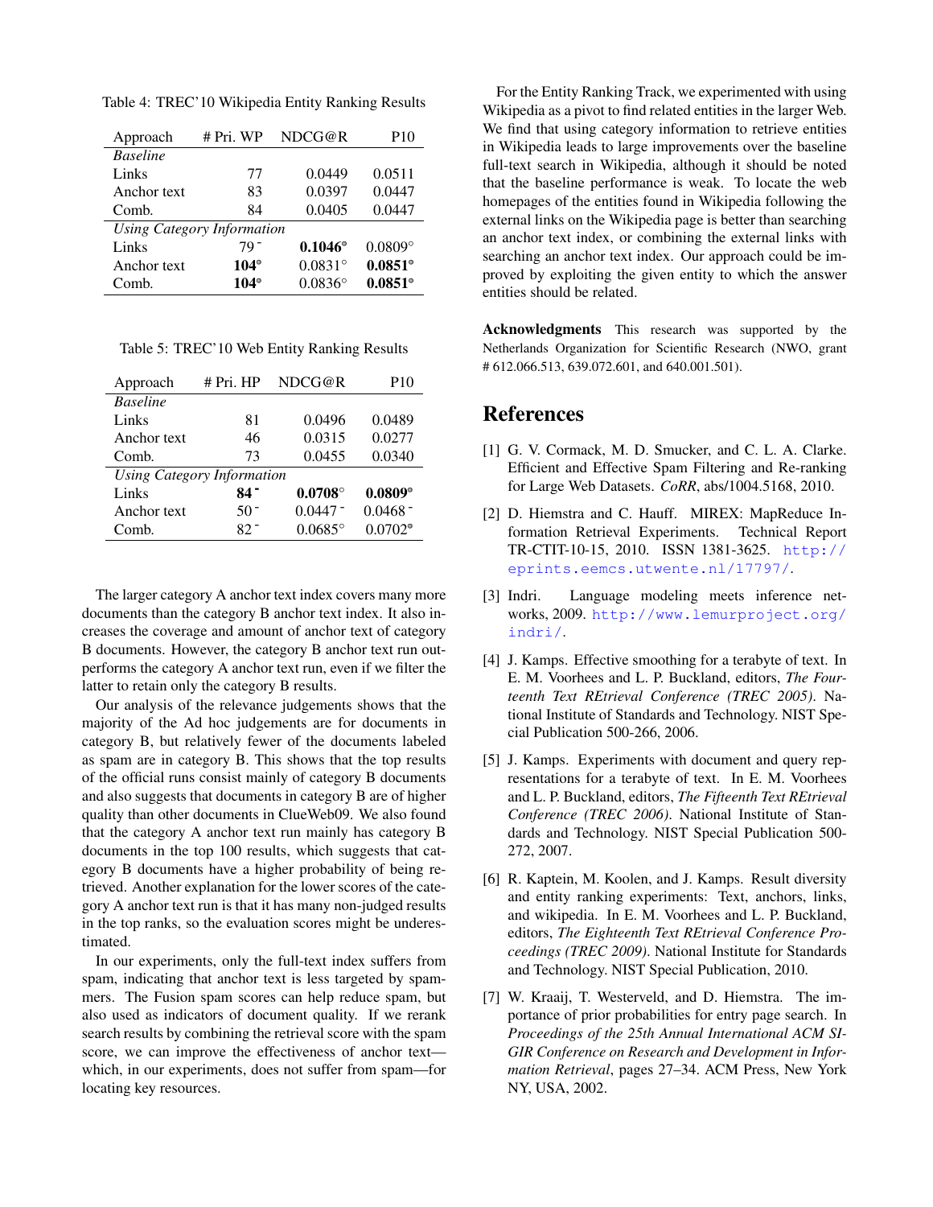Table 4: TREC'10 Wikipedia Entity Ranking Results

| Approach | # Pri. WP | NDCG@R | P10 |
|---|---|---|---|
| *Baseline* | | | |
| Links | 77 | 0.0449 | 0.0511 |
| Anchor text | 83 | 0.0397 | 0.0447 |
| Comb. | 84 | 0.0405 | 0.0447 |
| *Using Category Information* | | | |
| Links | 79⁻ | **0.1046**• | 0.0809° |
| Anchor text | **104**• | 0.0831° | **0.0851**• |
| Comb. | **104**• | 0.0836° | **0.0851**• |

Table 5: TREC'10 Web Entity Ranking Results

| Approach | # Pri. HP | NDCG@R | P10 |
|---|---|---|---|
| *Baseline* | | | |
| Links | 81 | 0.0496 | 0.0489 |
| Anchor text | 46 | 0.0315 | 0.0277 |
| Comb. | 73 | 0.0455 | 0.0340 |
| *Using Category Information* | | | |
| Links | **84**⁻ | **0.0708**° | **0.0809**• |
| Anchor text | 50⁻ | 0.0447⁻ | 0.0468⁻ |
| Comb. | 82⁻ | 0.0685° | 0.0702• |

The larger category A anchor text index covers many more documents than the category B anchor text index. It also increases the coverage and amount of anchor text of category B documents. However, the category B anchor text run outperforms the category A anchor text run, even if we filter the latter to retain only the category B results.

Our analysis of the relevance judgements shows that the majority of the Ad hoc judgements are for documents in category B, but relatively fewer of the documents labeled as spam are in category B. This shows that the top results of the official runs consist mainly of category B documents and also suggests that documents in category B are of higher quality than other documents in ClueWeb09. We also found that the category A anchor text run mainly has category B documents in the top 100 results, which suggests that category B documents have a higher probability of being retrieved. Another explanation for the lower scores of the category A anchor text run is that it has many non-judged results in the top ranks, so the evaluation scores might be underestimated.

In our experiments, only the full-text index suffers from spam, indicating that anchor text is less targeted by spammers. The Fusion spam scores can help reduce spam, but also used as indicators of document quality. If we rerank search results by combining the retrieval score with the spam score, we can improve the effectiveness of anchor text—which, in our experiments, does not suffer from spam—for locating key resources.

For the Entity Ranking Track, we experimented with using Wikipedia as a pivot to find related entities in the larger Web. We find that using category information to retrieve entities in Wikipedia leads to large improvements over the baseline full-text search in Wikipedia, although it should be noted that the baseline performance is weak. To locate the web homepages of the entities found in Wikipedia following the external links on the Wikipedia page is better than searching an anchor text index, or combining the external links with searching an anchor text index. Our approach could be improved by exploiting the given entity to which the answer entities should be related.

**Acknowledgments** This research was supported by the Netherlands Organization for Scientific Research (NWO, grant # 612.066.513, 639.072.601, and 640.001.501).

## References

[1] G. V. Cormack, M. D. Smucker, and C. L. A. Clarke. Efficient and Effective Spam Filtering and Re-ranking for Large Web Datasets. *CoRR*, abs/1004.5168, 2010.

[2] D. Hiemstra and C. Hauff. MIREX: MapReduce Information Retrieval Experiments. Technical Report TR-CTIT-10-15, 2010. ISSN 1381-3625. http://eprints.eemcs.utwente.nl/17797/.

[3] Indri. Language modeling meets inference networks, 2009. http://www.lemurproject.org/indri/.

[4] J. Kamps. Effective smoothing for a terabyte of text. In E. M. Voorhees and L. P. Buckland, editors, *The Fourteenth Text REtrieval Conference (TREC 2005)*. National Institute of Standards and Technology. NIST Special Publication 500-266, 2006.

[5] J. Kamps. Experiments with document and query representations for a terabyte of text. In E. M. Voorhees and L. P. Buckland, editors, *The Fifteenth Text REtrieval Conference (TREC 2006)*. National Institute of Standards and Technology. NIST Special Publication 500-272, 2007.

[6] R. Kaptein, M. Koolen, and J. Kamps. Result diversity and entity ranking experiments: Text, anchors, links, and wikipedia. In E. M. Voorhees and L. P. Buckland, editors, *The Eighteenth Text REtrieval Conference Proceedings (TREC 2009)*. National Institute for Standards and Technology. NIST Special Publication, 2010.

[7] W. Kraaij, T. Westerveld, and D. Hiemstra. The importance of prior probabilities for entry page search. In *Proceedings of the 25th Annual International ACM SIGIR Conference on Research and Development in Information Retrieval*, pages 27–34. ACM Press, New York NY, USA, 2002.